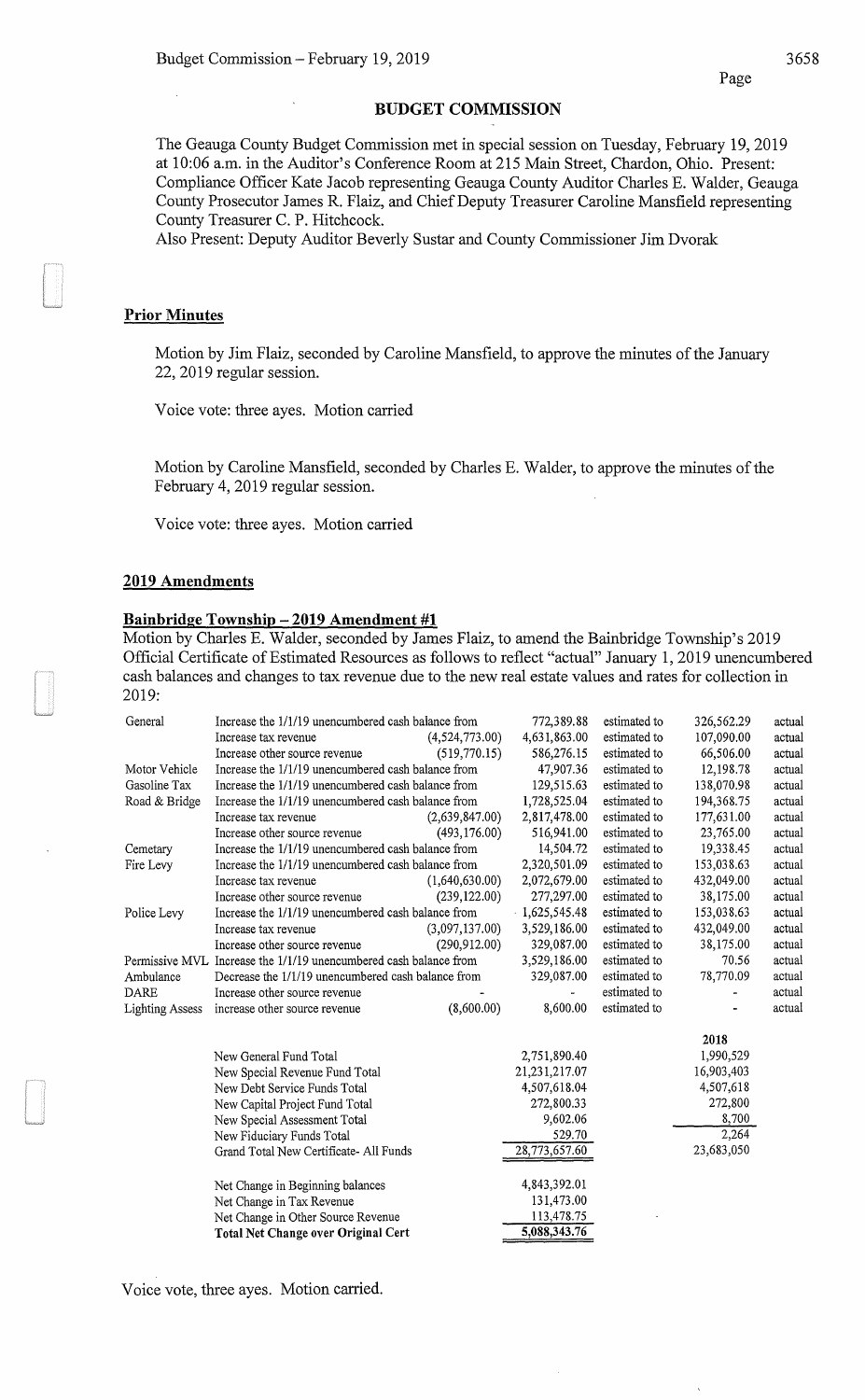## BUDGET COMMISSION

The Geauga County Budget Commission met in special session on Tuesday, February 19, 2019 at 10:06 a.m. in the Auditor's Conference Room at 215 Main Street, Chardon, Ohio. Present: Compliance Officer Kate Jacob representing Geauga County Auditor Charles E. Walder, Geauga County Prosecutor James R. Flaiz, and Chief Deputy Treasurer Caroline Mansfield representing County Treasurer C. P. Hitchcock.
Also Present: Deputy Auditor Beverly Sustar and County Commissioner Jim Dvorak

### Prior Minutes

Motion by Jim Flaiz, seconded by Caroline Mansfield, to approve the minutes of the January 22, 2019 regular session.

Voice vote: three ayes. Motion carried

Motion by Caroline Mansfield, seconded by Charles E. Walder, to approve the minutes of the February 4, 2019 regular session.

Voice vote: three ayes. Motion carried

### 2019 Amendments

#### Bainbridge Township – 2019 Amendment #1

Motion by Charles E. Walder, seconded by James Flaiz, to amend the Bainbridge Township's 2019 Official Certificate of Estimated Resources as follows to reflect "actual" January 1, 2019 unencumbered cash balances and changes to tax revenue due to the new real estate values and rates for collection in 2019:

| Fund | Description | | Amount | | Amount | |
|---|---|---|---|---|---|---|
| General | Increase the 1/1/19 unencumbered cash balance from | | 772,389.88 | estimated to | 326,562.29 | actual |
| | Increase tax revenue | (4,524,773.00) | 4,631,863.00 | estimated to | 107,090.00 | actual |
| | Increase other source revenue | (519,770.15) | 586,276.15 | estimated to | 66,506.00 | actual |
| Motor Vehicle | Increase the 1/1/19 unencumbered cash balance from | | 47,907.36 | estimated to | 12,198.78 | actual |
| Gasoline Tax | Increase the 1/1/19 unencumbered cash balance from | | 129,515.63 | estimated to | 138,070.98 | actual |
| Road & Bridge | Increase the 1/1/19 unencumbered cash balance from | | 1,728,525.04 | estimated to | 194,368.75 | actual |
| | Increase tax revenue | (2,639,847.00) | 2,817,478.00 | estimated to | 177,631.00 | actual |
| | Increase other source revenue | (493,176.00) | 516,941.00 | estimated to | 23,765.00 | actual |
| Cemetary | Increase the 1/1/19 unencumbered cash balance from | | 14,504.72 | estimated to | 19,338.45 | actual |
| Fire Levy | Increase the 1/1/19 unencumbered cash balance from | | 2,320,501.09 | estimated to | 153,038.63 | actual |
| | Increase tax revenue | (1,640,630.00) | 2,072,679.00 | estimated to | 432,049.00 | actual |
| | Increase other source revenue | (239,122.00) | 277,297.00 | estimated to | 38,175.00 | actual |
| Police Levy | Increase the 1/1/19 unencumbered cash balance from | | 1,625,545.48 | estimated to | 153,038.63 | actual |
| | Increase tax revenue | (3,097,137.00) | 3,529,186.00 | estimated to | 432,049.00 | actual |
| | Increase other source revenue | (290,912.00) | 329,087.00 | estimated to | 38,175.00 | actual |
| Permissive MVL | Increase the 1/1/19 unencumbered cash balance from | | 3,529,186.00 | estimated to | 70.56 | actual |
| Ambulance | Decrease the 1/1/19 unencumbered cash balance from | | 329,087.00 | estimated to | 78,770.09 | actual |
| DARE | Increase other source revenue | - | - | estimated to | - | actual |
| Lighting Assess | increase other source revenue | (8,600.00) | 8,600.00 | estimated to | - | actual |

| | | 2018 |
|---|---|---|
| New General Fund Total | 2,751,890.40 | 1,990,529 |
| New Special Revenue Fund Total | 21,231,217.07 | 16,903,403 |
| New Debt Service Funds Total | 4,507,618.04 | 4,507,618 |
| New Capital Project Fund Total | 272,800.33 | 272,800 |
| New Special Assessment Total | 9,602.06 | 8,700 |
| New Fiduciary Funds Total | 529.70 | 2,264 |
| Grand Total New Certificate- All Funds | 28,773,657.60 | 23,683,050 |
| | | |
| Net Change in Beginning balances | 4,843,392.01 | |
| Net Change in Tax Revenue | 131,473.00 | |
| Net Change in Other Source Revenue | 113,478.75 | |
| **Total Net Change over Original Cert** | 5,088,343.76 | |

Voice vote, three ayes. Motion carried.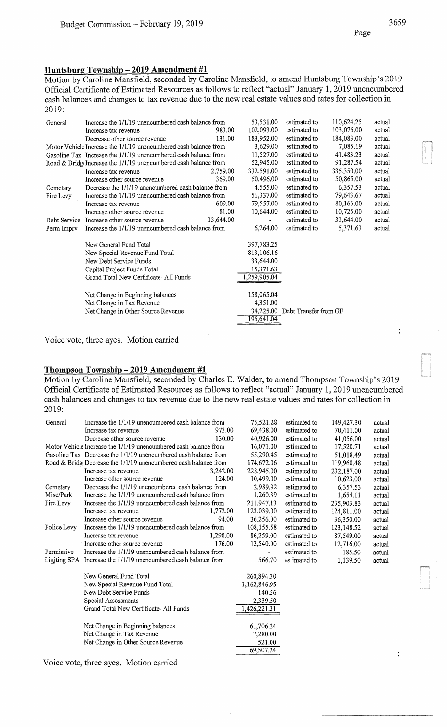## Huntsburg Township – 2019 Amendment #1

Motion by Caroline Mansfield, seconded by Caroline Mansfield, to amend Huntsburg Township's 2019 Official Certificate of Estimated Resources as follows to reflect "actual" January 1, 2019 unencumbered cash balances and changes to tax revenue due to the new real estate values and rates for collection in 2019:

| Fund | Description | Change | Estimated | | Actual | |
|---|---|---|---|---|---|---|
| General | Increase the 1/1/19 unencumbered cash balance from | | 53,531.00 | estimated to | 110,624.25 | actual |
| | Increase tax revenue | 983.00 | 102,093.00 | estimated to | 103,076.00 | actual |
| | Decrease other source revenue | 131.00 | 183,952.00 | estimated to | 184,083.00 | actual |
| Motor Vehicle | Increase the 1/1/19 unencumbered cash balance from | | 3,629.00 | estimated to | 7,085.19 | actual |
| Gasoline Tax | Increase the 1/1/19 unencumbered cash balance from | | 11,527.00 | estimated to | 41,483.23 | actual |
| Road & Bridge | Increase the 1/1/19 unencumbered cash balance from | | 52,945.00 | estimated to | 91,287.54 | actual |
| | Increase tax revenue | 2,759.00 | 332,591.00 | estimated to | 335,350.00 | actual |
| | Increase other source revenue | 369.00 | 50,496.00 | estimated to | 50,865.00 | actual |
| Cemetary | Decrease the 1/1/19 unencumbered cash balance from | | 4,555.00 | estimated to | 6,357.53 | actual |
| Fire Levy | Increase the 1/1/19 unencumbered cash balance from | | 51,337.00 | estimated to | 79,643.67 | actual |
| | Increase tax revenue | 609.00 | 79,557.00 | estimated to | 80,166.00 | actual |
| | Increase other source revenue | 81.00 | 10,644.00 | estimated to | 10,725.00 | actual |
| Debt Service | Increase other source revenue | 33,644.00 | - | estimated to | 33,644.00 | actual |
| Perm Imprv | Increase the 1/1/19 unencumbered cash balance from | | 6,264.00 | estimated to | 5,371.63 | actual |

| | |
|---|---|
| New General Fund Total | 397,783.25 |
| New Special Revenue Fund Total | 813,106.16 |
| New Debt Service Funds | 33,644.00 |
| Capital Project Funds Total | 15,371.63 |
| Grand Total New Certificate- All Funds | 1,259,905.04 |
| | |
| Net Change in Beginning balances | 158,065.04 |
| Net Change in Tax Revenue | 4,351.00 |
| Net Change in Other Source Revenue | 34,225.00 Debt Transfer from GF |
| | 196,641.04 |

Voice vote, three ayes. Motion carried

## Thompson Township – 2019 Amendment #1

Motion by Caroline Mansfield, seconded by Charles E. Walder, to amend Thompson Township's 2019 Official Certificate of Estimated Resources as follows to reflect "actual" January 1, 2019 unencumbered cash balances and changes to tax revenue due to the new real estate values and rates for collection in 2019:

| Fund | Description | Change | Estimated | | Actual | |
|---|---|---|---|---|---|---|
| General | Increase the 1/1/19 unencumbered cash balance from | | 75,521.28 | estimated to | 149,427.30 | actual |
| | Increase tax revenue | 973.00 | 69,438.00 | estimated to | 70,411.00 | actual |
| | Decrease other source revenue | 130.00 | 40,926.00 | estimated to | 41,056.00 | actual |
| Motor Vehicle | Increase the 1/1/19 unencumbered cash balance from | | 16,071.00 | estimated to | 17,520.71 | actual |
| Gasoline Tax | Decrease the 1/1/19 unencumbered cash balance from | | 55,290.45 | estimated to | 51,018.49 | actual |
| Road & Bridge | Decrease the 1/1/19 unencumbered cash balance from | | 174,672.06 | estimated to | 119,960.48 | actual |
| | Increase tax revenue | 3,242.00 | 228,945.00 | estimated to | 232,187.00 | actual |
| | Increase other source revenue | 124.00 | 10,499.00 | estimated to | 10,623.00 | actual |
| Cemetary | Decrease the 1/1/19 unencumbered cash balance from | | 2,989.92 | estimated to | 6,357.53 | actual |
| Misc/Park | Increase the 1/1/19 unencumbered cash balance from | | 1,260.39 | estimated to | 1,654.11 | actual |
| Fire Levy | Increase the 1/1/19 unencumbered cash balance from | | 211,947.13 | estimated to | 235,903.83 | actual |
| | Increase tax revenue | 1,772.00 | 123,039.00 | estimated to | 124,811.00 | actual |
| | Increase other source revenue | 94.00 | 36,256.00 | estimated to | 36,350.00 | actual |
| Police Levy | Increase the 1/1/19 unencumbered cash balance from | | 108,155.58 | estimated to | 123,148.52 | actual |
| | Increase tax revenue | 1,290.00 | 86,259.00 | estimated to | 87,549.00 | actual |
| | Increase other source revenue | 176.00 | 12,540.00 | estimated to | 12,716.00 | actual |
| Permissive | Increase the 1/1/19 unencumbered cash balance from | | - | estimated to | 185.50 | actual |
| Ligjting SPA | Increase the 1/1/19 unencumbered cash balance from | | 566.70 | estimated to | 1,139.50 | actual |

| | |
|---|---|
| New General Fund Total | 260,894.30 |
| New Special Revenue Fund Total | 1,162,846.95 |
| New Debt Service Funds | 140.56 |
| Special Assessments | 2,339.50 |
| Grand Total New Certificate- All Funds | 1,426,221.31 |
| | |
| Net Change in Beginning balances | 61,706.24 |
| Net Change in Tax Revenue | 7,280.00 |
| Net Change in Other Source Revenue | 521.00 |
| | 69,507.24 |

Voice vote, three ayes. Motion carried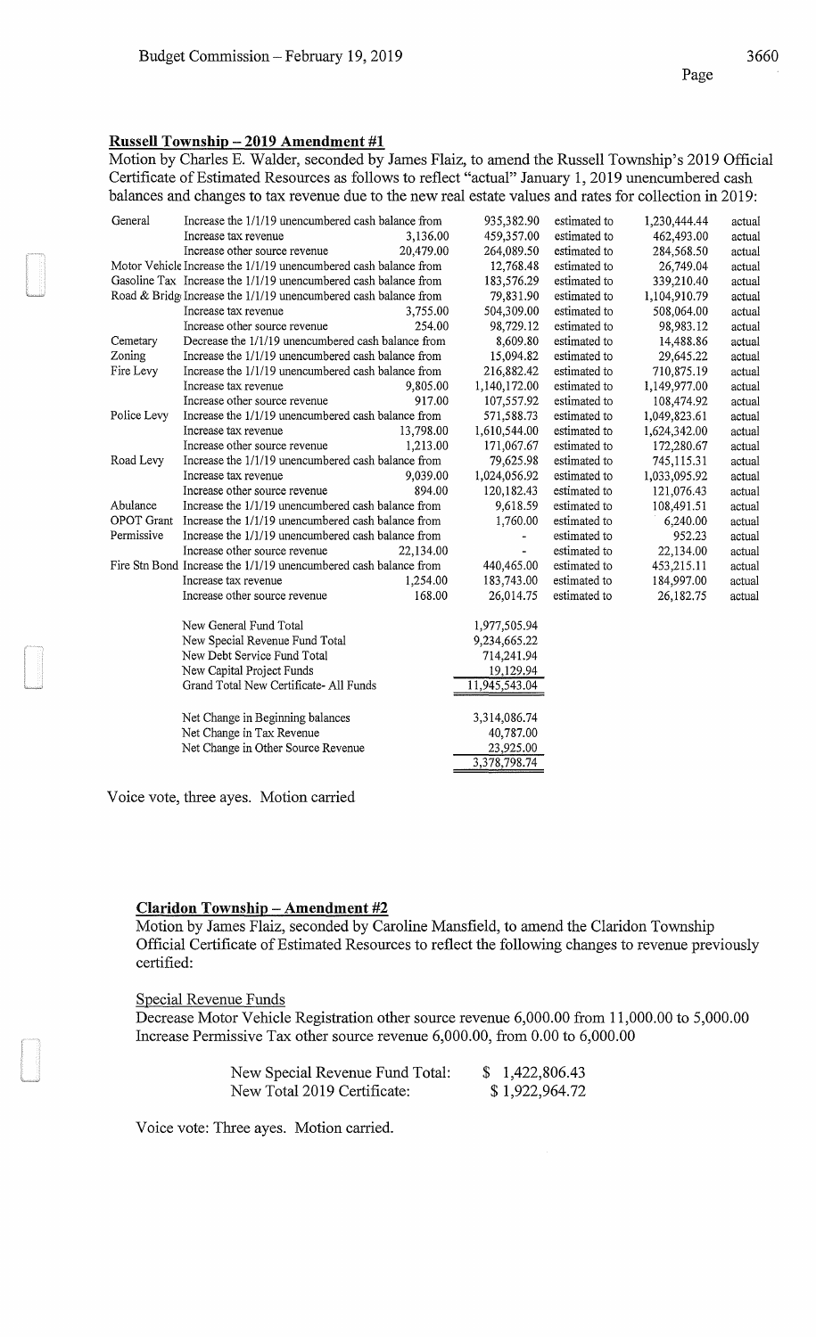### Russell Township – 2019 Amendment #1

Motion by Charles E. Walder, seconded by James Flaiz, to amend the Russell Township's 2019 Official Certificate of Estimated Resources as follows to reflect "actual" January 1, 2019 unencumbered cash balances and changes to tax revenue due to the new real estate values and rates for collection in 2019:

| Fund | Description | Amount | From | | To | |
|---|---|---|---|---|---|---|
| General | Increase the 1/1/19 unencumbered cash balance from | | 935,382.90 | estimated to | 1,230,444.44 | actual |
| | Increase tax revenue | 3,136.00 | 459,357.00 | estimated to | 462,493.00 | actual |
| | Increase other source revenue | 20,479.00 | 264,089.50 | estimated to | 284,568.50 | actual |
| Motor Vehicle | Increase the 1/1/19 unencumbered cash balance from | | 12,768.48 | estimated to | 26,749.04 | actual |
| Gasoline Tax | Increase the 1/1/19 unencumbered cash balance from | | 183,576.29 | estimated to | 339,210.40 | actual |
| Road & Bridg | Increase the 1/1/19 unencumbered cash balance from | | 79,831.90 | estimated to | 1,104,910.79 | actual |
| | Increase tax revenue | 3,755.00 | 504,309.00 | estimated to | 508,064.00 | actual |
| | Increase other source revenue | 254.00 | 98,729.12 | estimated to | 98,983.12 | actual |
| Cemetary | Decrease the 1/1/19 unencumbered cash balance from | | 8,609.80 | estimated to | 14,488.86 | actual |
| Zoning | Increase the 1/1/19 unencumbered cash balance from | | 15,094.82 | estimated to | 29,645.22 | actual |
| Fire Levy | Increase the 1/1/19 unencumbered cash balance from | | 216,882.42 | estimated to | 710,875.19 | actual |
| | Increase tax revenue | 9,805.00 | 1,140,172.00 | estimated to | 1,149,977.00 | actual |
| | Increase other source revenue | 917.00 | 107,557.92 | estimated to | 108,474.92 | actual |
| Police Levy | Increase the 1/1/19 unencumbered cash balance from | | 571,588.73 | estimated to | 1,049,823.61 | actual |
| | Increase tax revenue | 13,798.00 | 1,610,544.00 | estimated to | 1,624,342.00 | actual |
| | Increase other source revenue | 1,213.00 | 171,067.67 | estimated to | 172,280.67 | actual |
| Road Levy | Increase the 1/1/19 unencumbered cash balance from | | 79,625.98 | estimated to | 745,115.31 | actual |
| | Increase tax revenue | 9,039.00 | 1,024,056.92 | estimated to | 1,033,095.92 | actual |
| | Increase other source revenue | 894.00 | 120,182.43 | estimated to | 121,076.43 | actual |
| Abulance | Increase the 1/1/19 unencumbered cash balance from | | 9,618.59 | estimated to | 108,491.51 | actual |
| OPOT Grant | Increase the 1/1/19 unencumbered cash balance from | | 1,760.00 | estimated to | 6,240.00 | actual |
| Permissive | Increase the 1/1/19 unencumbered cash balance from | | - | estimated to | 952.23 | actual |
| | Increase other source revenue | 22,134.00 | - | estimated to | 22,134.00 | actual |
| Fire Stn Bond | Increase the 1/1/19 unencumbered cash balance from | | 440,465.00 | estimated to | 453,215.11 | actual |
| | Increase tax revenue | 1,254.00 | 183,743.00 | estimated to | 184,997.00 | actual |
| | Increase other source revenue | 168.00 | 26,014.75 | estimated to | 26,182.75 | actual |

| | |
|---|---|
| New General Fund Total | 1,977,505.94 |
| New Special Revenue Fund Total | 9,234,665.22 |
| New Debt Service Fund Total | 714,241.94 |
| New Capital Project Funds | 19,129.94 |
| Grand Total New Certificate- All Funds | 11,945,543.04 |
| | |
| Net Change in Beginning balances | 3,314,086.74 |
| Net Change in Tax Revenue | 40,787.00 |
| Net Change in Other Source Revenue | 23,925.00 |
| | 3,378,798.74 |

Voice vote, three ayes. Motion carried

### Claridon Township – Amendment #2

Motion by James Flaiz, seconded by Caroline Mansfield, to amend the Claridon Township Official Certificate of Estimated Resources to reflect the following changes to revenue previously certified:

Special Revenue Funds

Decrease Motor Vehicle Registration other source revenue 6,000.00 from 11,000.00 to 5,000.00
Increase Permissive Tax other source revenue 6,000.00, from 0.00 to 6,000.00

| | |
|---|---|
| New Special Revenue Fund Total: | $ 1,422,806.43 |
| New Total 2019 Certificate: | $ 1,922,964.72 |

Voice vote: Three ayes. Motion carried.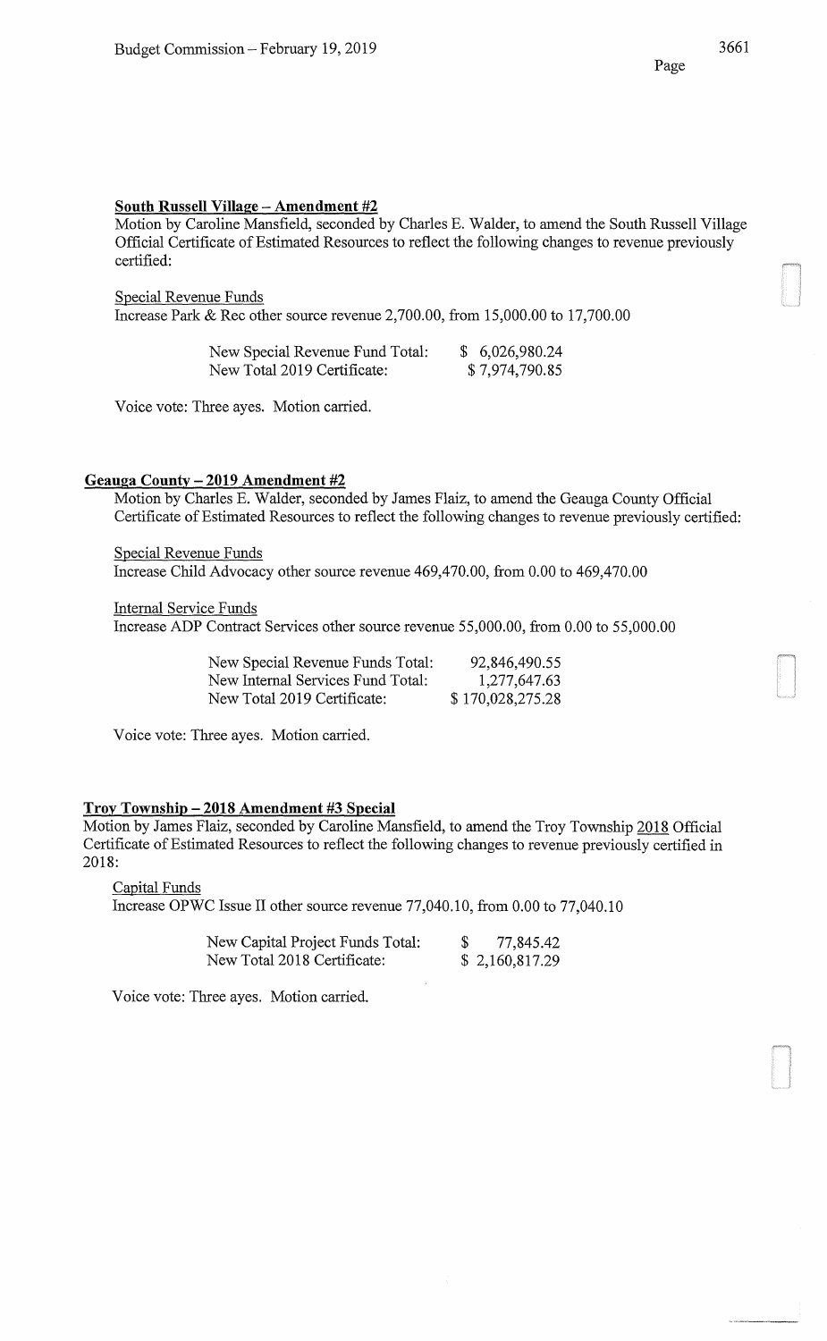**South Russell Village – Amendment #2**

Motion by Caroline Mansfield, seconded by Charles E. Walder, to amend the South Russell Village Official Certificate of Estimated Resources to reflect the following changes to revenue previously certified:

Special Revenue Funds

Increase Park & Rec other source revenue 2,700.00, from 15,000.00 to 17,700.00

| | |
|---|---|
| New Special Revenue Fund Total: | $ 6,026,980.24 |
| New Total 2019 Certificate: | $ 7,974,790.85 |

Voice vote: Three ayes. Motion carried.

**Geauga County – 2019 Amendment #2**

Motion by Charles E. Walder, seconded by James Flaiz, to amend the Geauga County Official Certificate of Estimated Resources to reflect the following changes to revenue previously certified:

Special Revenue Funds

Increase Child Advocacy other source revenue 469,470.00, from 0.00 to 469,470.00

Internal Service Funds

Increase ADP Contract Services other source revenue 55,000.00, from 0.00 to 55,000.00

| | |
|---|---|
| New Special Revenue Funds Total: | 92,846,490.55 |
| New Internal Services Fund Total: | 1,277,647.63 |
| New Total 2019 Certificate: | $ 170,028,275.28 |

Voice vote: Three ayes. Motion carried.

**Troy Township – 2018 Amendment #3 Special**

Motion by James Flaiz, seconded by Caroline Mansfield, to amend the Troy Township 2018 Official Certificate of Estimated Resources to reflect the following changes to revenue previously certified in 2018:

Capital Funds

Increase OPWC Issue II other source revenue 77,040.10, from 0.00 to 77,040.10

| | |
|---|---|
| New Capital Project Funds Total: | $ 77,845.42 |
| New Total 2018 Certificate: | $ 2,160,817.29 |

Voice vote: Three ayes. Motion carried.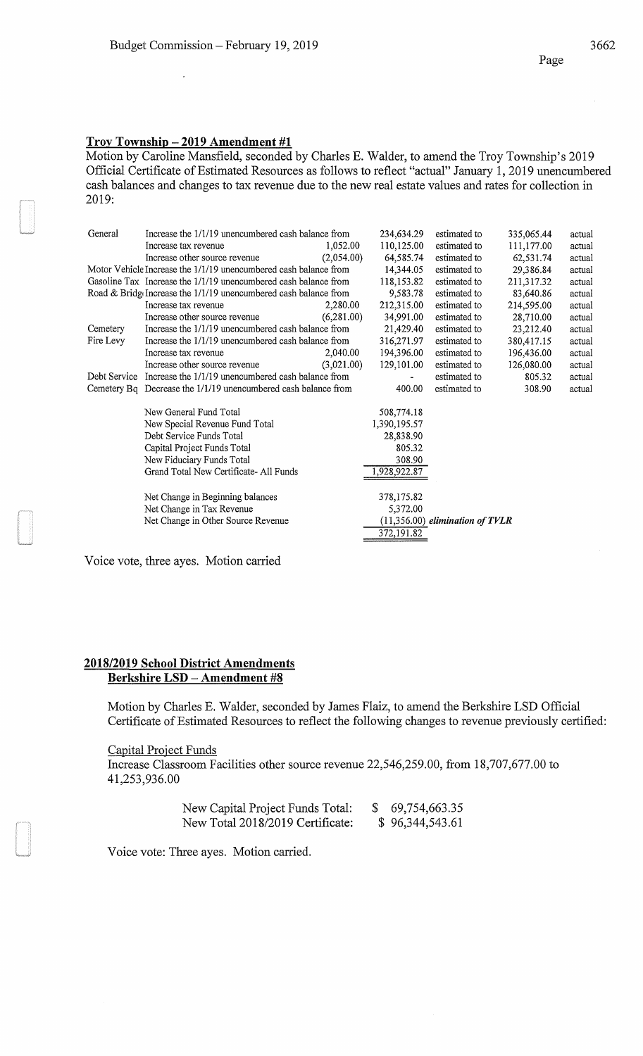## Troy Township – 2019 Amendment #1

Motion by Caroline Mansfield, seconded by Charles E. Walder, to amend the Troy Township's 2019 Official Certificate of Estimated Resources as follows to reflect "actual" January 1, 2019 unencumbered cash balances and changes to tax revenue due to the new real estate values and rates for collection in 2019:

| | | | | | | |
|---|---|---|---|---|---|---|
| General | Increase the 1/1/19 unencumbered cash balance from | | 234,634.29 | estimated to | 335,065.44 | actual |
| | Increase tax revenue | 1,052.00 | 110,125.00 | estimated to | 111,177.00 | actual |
| | Increase other source revenue | (2,054.00) | 64,585.74 | estimated to | 62,531.74 | actual |
| Motor Vehicle | Increase the 1/1/19 unencumbered cash balance from | | 14,344.05 | estimated to | 29,386.84 | actual |
| Gasoline Tax | Increase the 1/1/19 unencumbered cash balance from | | 118,153.82 | estimated to | 211,317.32 | actual |
| Road & Bridge | Increase the 1/1/19 unencumbered cash balance from | | 9,583.78 | estimated to | 83,640.86 | actual |
| | Increase tax revenue | 2,280.00 | 212,315.00 | estimated to | 214,595.00 | actual |
| | Increase other source revenue | (6,281.00) | 34,991.00 | estimated to | 28,710.00 | actual |
| Cemetery | Increase the 1/1/19 unencumbered cash balance from | | 21,429.40 | estimated to | 23,212.40 | actual |
| Fire Levy | Increase the 1/1/19 unencumbered cash balance from | | 316,271.97 | estimated to | 380,417.15 | actual |
| | Increase tax revenue | 2,040.00 | 194,396.00 | estimated to | 196,436.00 | actual |
| | Increase other source revenue | (3,021.00) | 129,101.00 | estimated to | 126,080.00 | actual |
| Debt Service | Increase the 1/1/19 unencumbered cash balance from | | - | estimated to | 805.32 | actual |
| Cemetery Bq | Decrease the 1/1/19 unencumbered cash balance from | | 400.00 | estimated to | 308.90 | actual |

| | |
|---|---|
| New General Fund Total | 508,774.18 |
| New Special Revenue Fund Total | 1,390,195.57 |
| Debt Service Funds Total | 28,838.90 |
| Capital Project Funds Total | 805.32 |
| New Fiduciary Funds Total | 308.90 |
| Grand Total New Certificate- All Funds | 1,928,922.87 |

| | | |
|---|---|---|
| Net Change in Beginning balances | 378,175.82 | |
| Net Change in Tax Revenue | 5,372.00 | |
| Net Change in Other Source Revenue | (11,356.00) | *elimination of TVLR* |
| | 372,191.82 | |

Voice vote, three ayes. Motion carried

## 2018/2019 School District Amendments

### Berkshire LSD – Amendment #8

Motion by Charles E. Walder, seconded by James Flaiz, to amend the Berkshire LSD Official Certificate of Estimated Resources to reflect the following changes to revenue previously certified:

Capital Project Funds

Increase Classroom Facilities other source revenue 22,546,259.00, from 18,707,677.00 to 41,253,936.00

| | |
|---|---|
| New Capital Project Funds Total: | $ 69,754,663.35 |
| New Total 2018/2019 Certificate: | $ 96,344,543.61 |

Voice vote: Three ayes. Motion carried.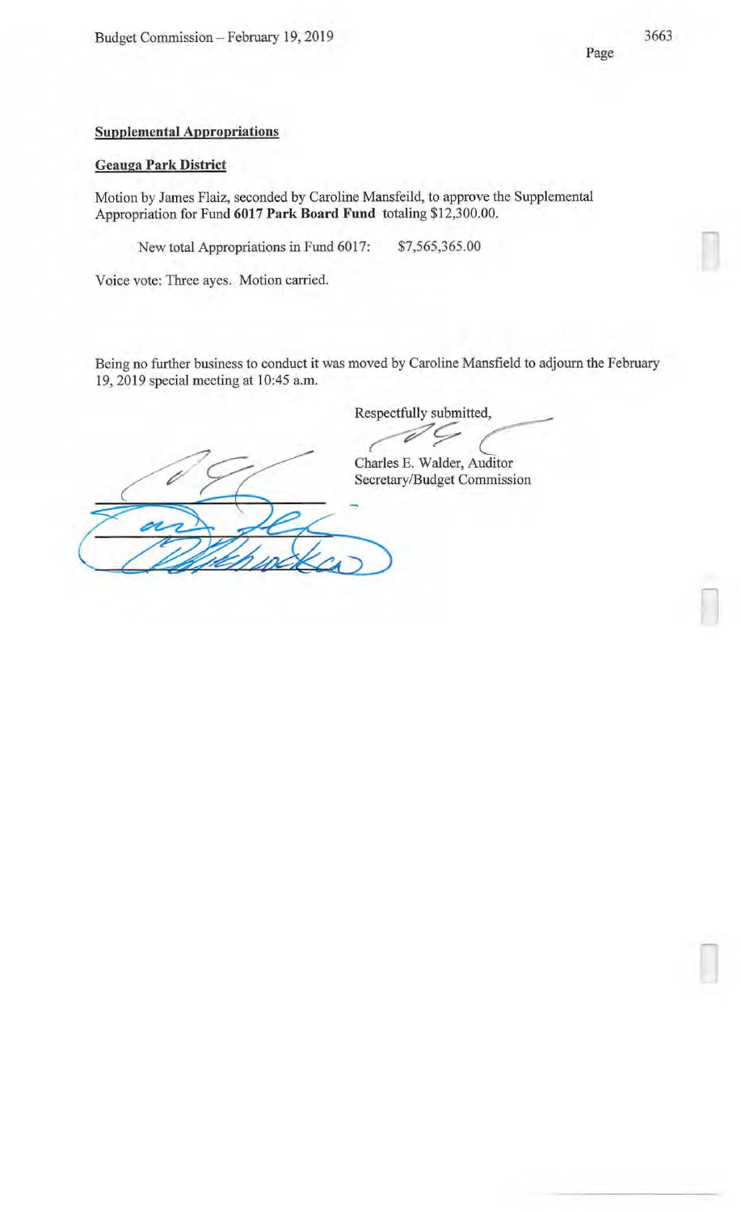**Supplemental Appropriations**

**Geauga Park District**

Motion by James Flaiz, seconded by Caroline Mansfeild, to approve the Supplemental Appropriation for Fund **6017 Park Board Fund** totaling $12,300.00.

New total Appropriations in Fund 6017: $7,565,365.00

Voice vote: Three ayes. Motion carried.

Being no further business to conduct it was moved by Caroline Mansfield to adjourn the February 19, 2019 special meeting at 10:45 a.m.

Respectfully submitted,

Charles E. Walder, Auditor
Secretary/Budget Commission